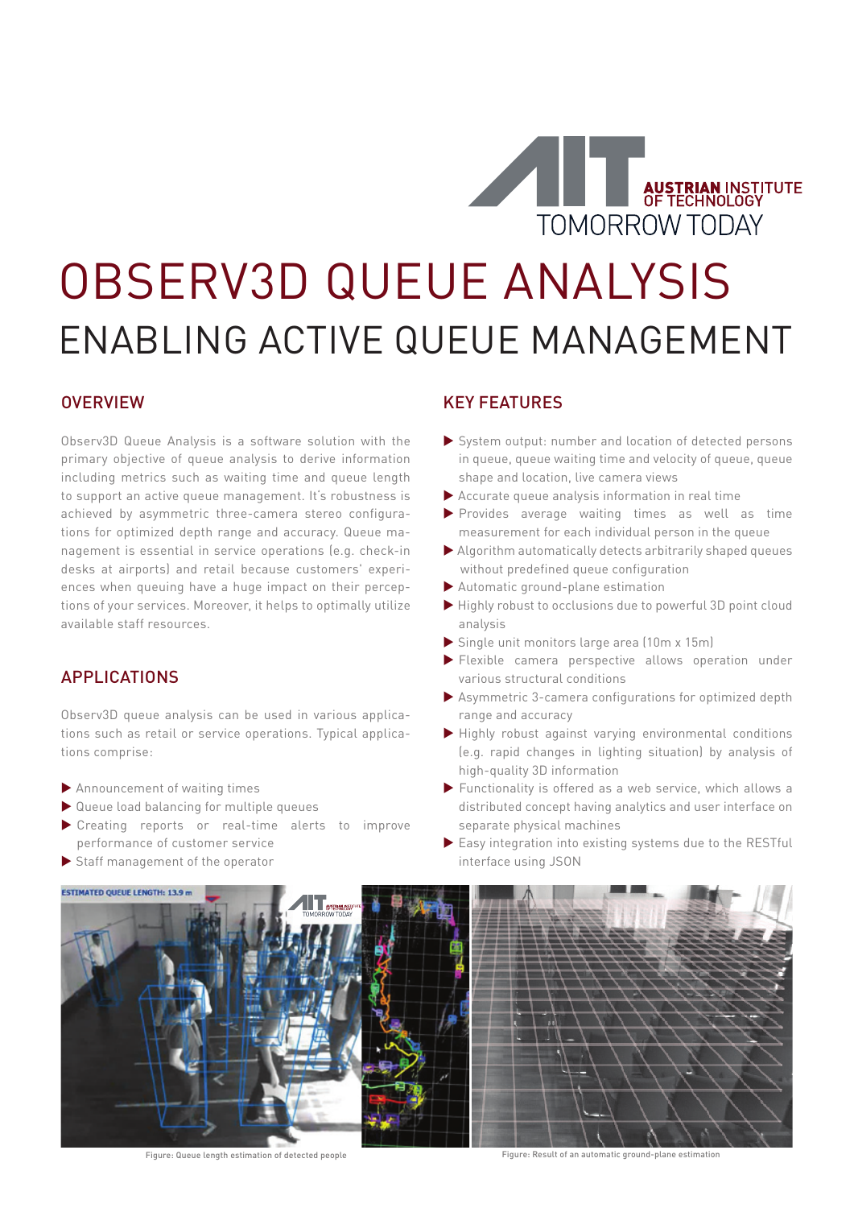AUSTRIAN INSTITUTE OF TECHNOLOGY
TOMORROW TODAY

# OBSERV3D QUEUE ANALYSIS

## ENABLING ACTIVE QUEUE MANAGEMENT

### OVERVIEW

Observ3D Queue Analysis is a software solution with the primary objective of queue analysis to derive information including metrics such as waiting time and queue length to support an active queue management. It's robustness is achieved by asymmetric three-camera stereo configurations for optimized depth range and accuracy. Queue management is essential in service operations (e.g. check-in desks at airports) and retail because customers' experiences when queuing have a huge impact on their perceptions of your services. Moreover, it helps to optimally utilize available staff resources.

### APPLICATIONS

Observ3D queue analysis can be used in various applications such as retail or service operations. Typical applications comprise:

- Announcement of waiting times
- Queue load balancing for multiple queues
- Creating reports or real-time alerts to improve performance of customer service
- Staff management of the operator

### KEY FEATURES

- System output: number and location of detected persons in queue, queue waiting time and velocity of queue, queue shape and location, live camera views
- Accurate queue analysis information in real time
- Provides average waiting times as well as time measurement for each individual person in the queue
- Algorithm automatically detects arbitrarily shaped queues without predefined queue configuration
- Automatic ground-plane estimation
- Highly robust to occlusions due to powerful 3D point cloud analysis
- Single unit monitors large area (10m x 15m)
- Flexible camera perspective allows operation under various structural conditions
- Asymmetric 3-camera configurations for optimized depth range and accuracy
- Highly robust against varying environmental conditions (e.g. rapid changes in lighting situation) by analysis of high-quality 3D information
- Functionality is offered as a web service, which allows a distributed concept having analytics and user interface on separate physical machines
- Easy integration into existing systems due to the RESTful interface using JSON

Figure: Queue length estimation of detected people

Figure: Result of an automatic ground-plane estimation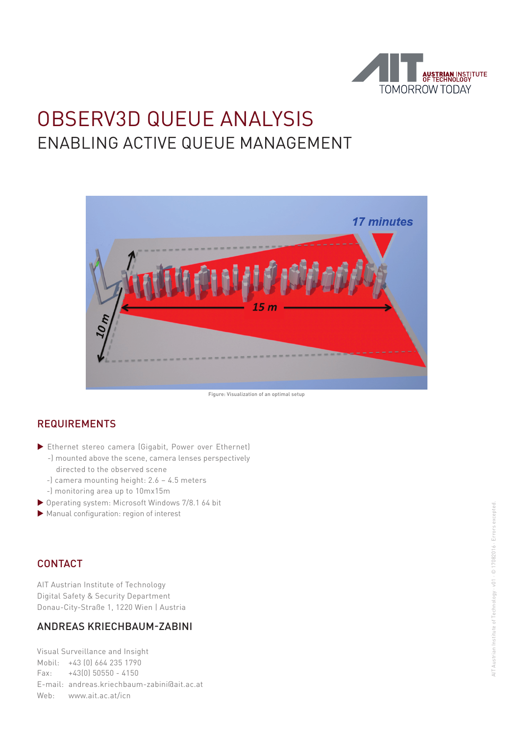# OBSERV3D QUEUE ANALYSIS

## ENABLING ACTIVE QUEUE MANAGEMENT

17 minutes

15 m

10 m

Figure: Visualization of an optimal setup

## REQUIREMENTS

- Ethernet stereo camera (Gigabit, Power over Ethernet)
  - -) mounted above the scene, camera lenses perspectively directed to the observed scene
  - -) camera mounting height: 2.6 – 4.5 meters
  - -) monitoring area up to 10mx15m
- Operating system: Microsoft Windows 7/8.1 64 bit
- Manual configuration: region of interest

## CONTACT

AIT Austrian Institute of Technology
Digital Safety & Security Department
Donau-City-Straße 1, 1220 Wien | Austria

## ANDREAS KRIECHBAUM-ZABINI

Visual Surveillance and Insight
Mobil: +43 (0) 664 235 1790
Fax: +43(0) 50550 - 4150
E-mail: andreas.kriechbaum-zabini@ait.ac.at
Web: www.ait.ac.at/icn

AIT Austrian Institute of Technology · v01 · © 17082016 · Errors excepted.